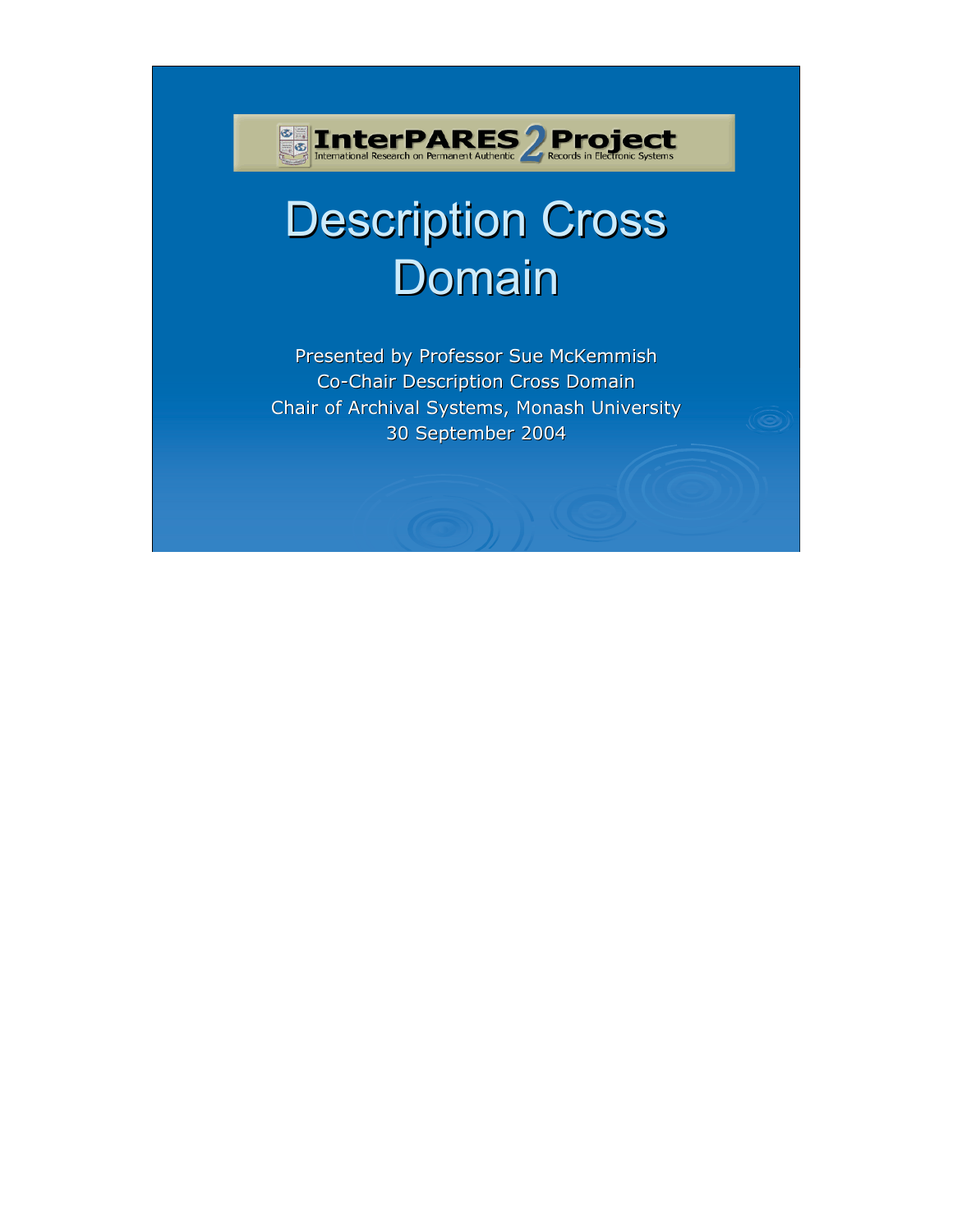InterPARES 2 Project
International Research on Permanent Authentic Records in Electronic Systems

# Description Cross Domain

Presented by Professor Sue McKemmish
Co-Chair Description Cross Domain
Chair of Archival Systems, Monash University
30 September 2004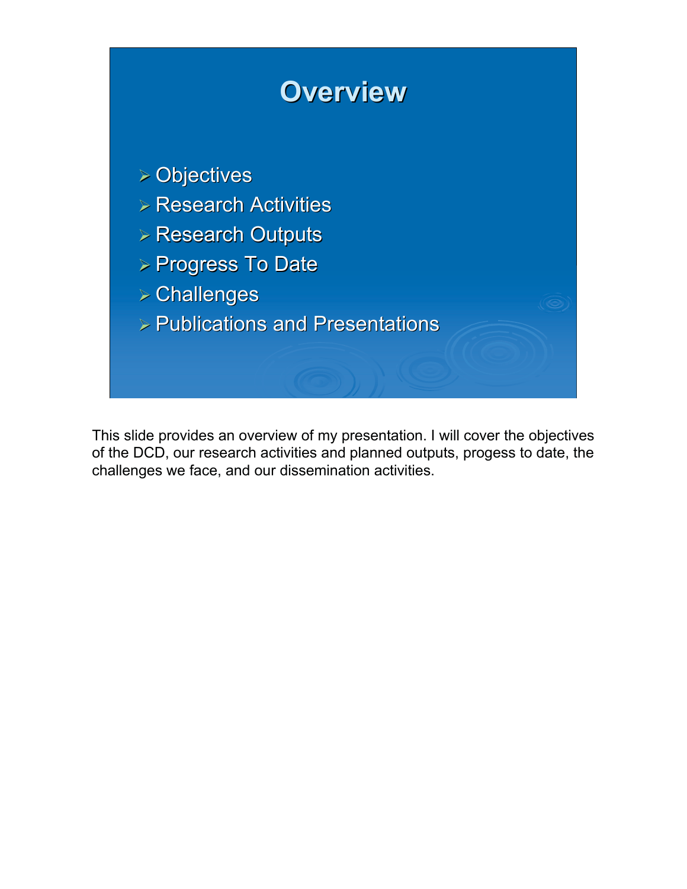# Overview

- Objectives
- Research Activities
- Research Outputs
- Progress To Date
- Challenges
- Publications and Presentations

This slide provides an overview of my presentation. I will cover the objectives of the DCD, our research activities and planned outputs, progess to date, the challenges we face, and our dissemination activities.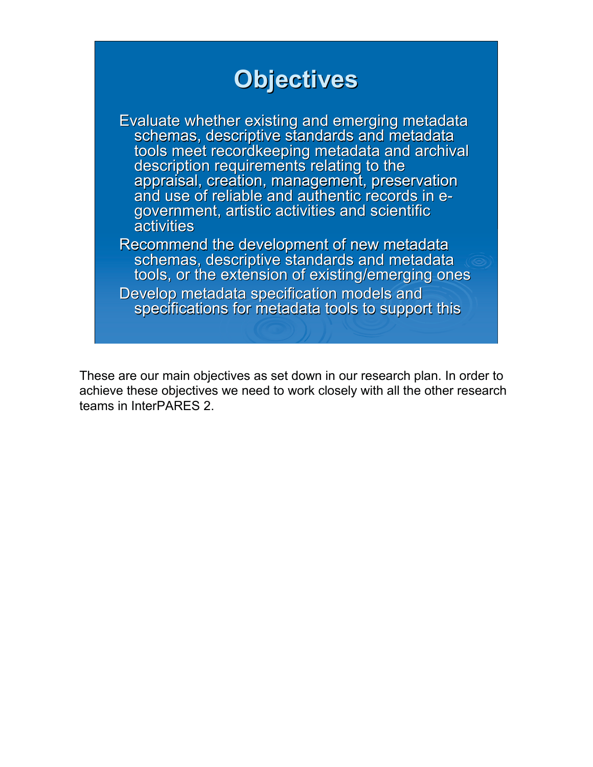# Objectives

- Evaluate whether existing and emerging metadata schemas, descriptive standards and metadata tools meet recordkeeping metadata and archival description requirements relating to the appraisal, creation, management, preservation and use of reliable and authentic records in e-government, artistic activities and scientific activities
- Recommend the development of new metadata schemas, descriptive standards and metadata tools, or the extension of existing/emerging ones
- Develop metadata specification models and specifications for metadata tools to support this

These are our main objectives as set down in our research plan. In order to achieve these objectives we need to work closely with all the other research teams in InterPARES 2.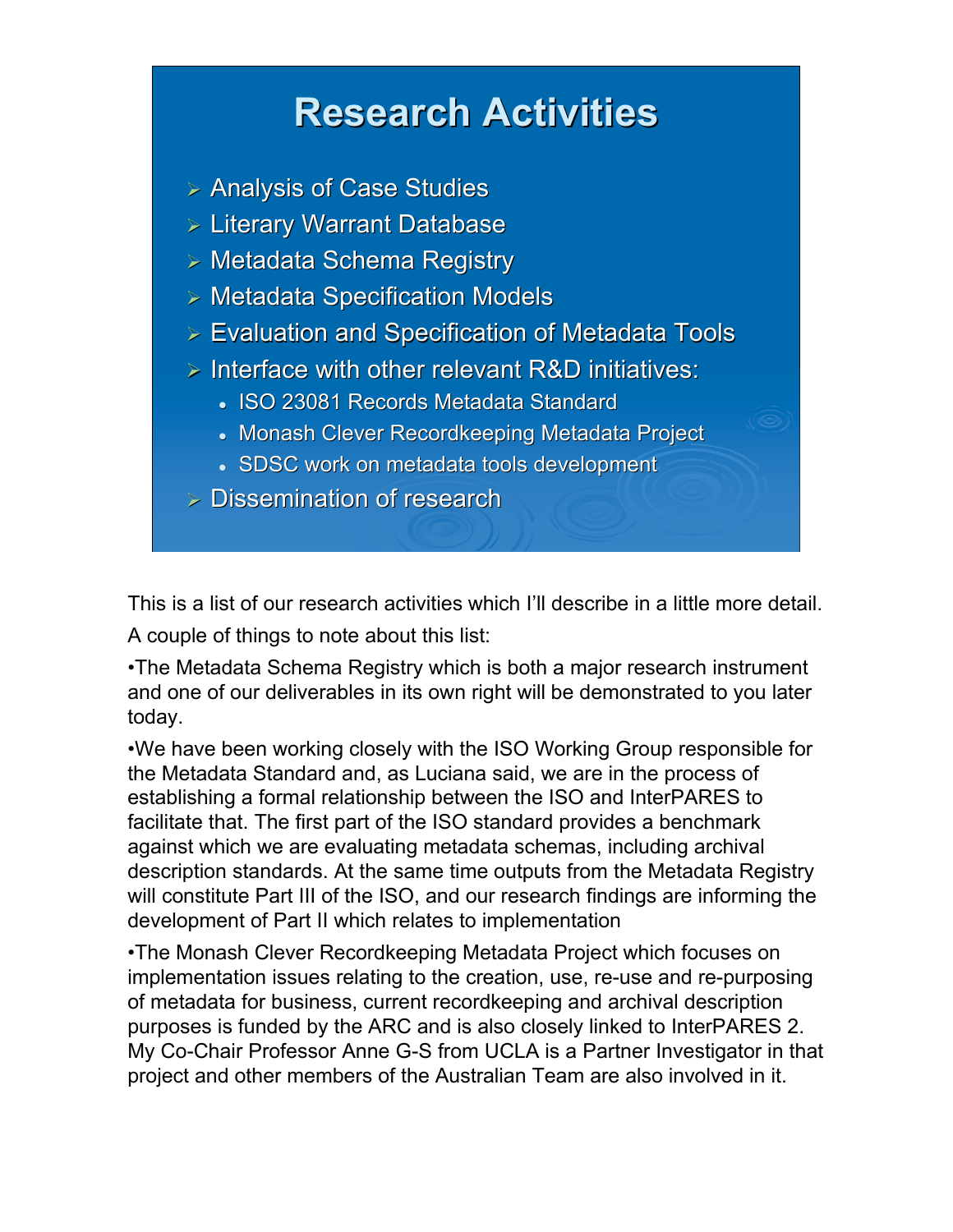# Research Activities

- Analysis of Case Studies
- Literary Warrant Database
- Metadata Schema Registry
- Metadata Specification Models
- Evaluation and Specification of Metadata Tools
- Interface with other relevant R&D initiatives:
  - ISO 23081 Records Metadata Standard
  - Monash Clever Recordkeeping Metadata Project
  - SDSC work on metadata tools development
- Dissemination of research

This is a list of our research activities which I'll describe in a little more detail.

A couple of things to note about this list:

•The Metadata Schema Registry which is both a major research instrument and one of our deliverables in its own right will be demonstrated to you later today.

•We have been working closely with the ISO Working Group responsible for the Metadata Standard and, as Luciana said, we are in the process of establishing a formal relationship between the ISO and InterPARES to facilitate that. The first part of the ISO standard provides a benchmark against which we are evaluating metadata schemas, including archival description standards. At the same time outputs from the Metadata Registry will constitute Part III of the ISO, and our research findings are informing the development of Part II which relates to implementation

•The Monash Clever Recordkeeping Metadata Project which focuses on implementation issues relating to the creation, use, re-use and re-purposing of metadata for business, current recordkeeping and archival description purposes is funded by the ARC and is also closely linked to InterPARES 2. My Co-Chair Professor Anne G-S from UCLA is a Partner Investigator in that project and other members of the Australian Team are also involved in it.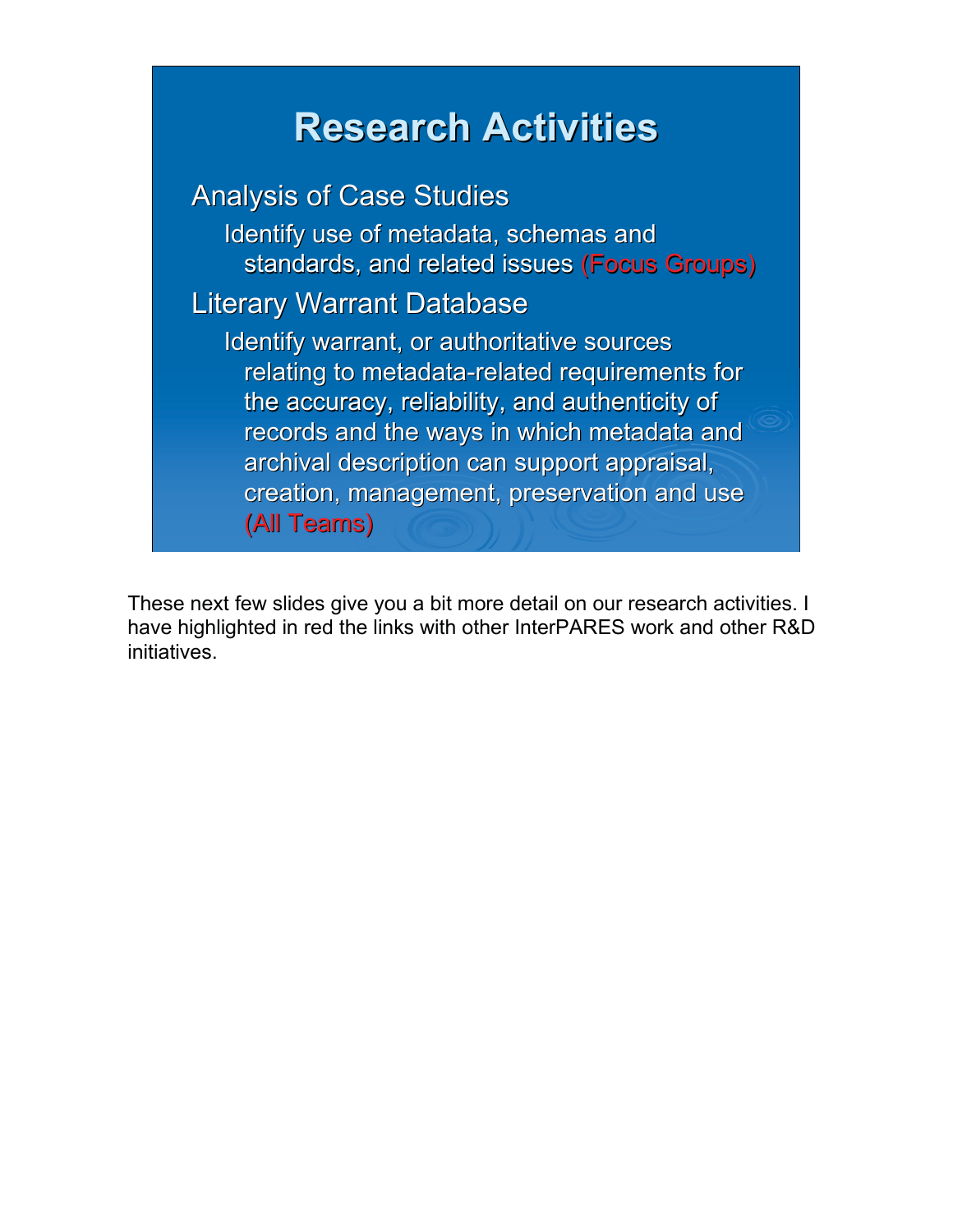# Research Activities

- Analysis of Case Studies
  - Identify use of metadata, schemas and standards, and related issues (Focus Groups)
- Literary Warrant Database
  - Identify warrant, or authoritative sources relating to metadata-related requirements for the accuracy, reliability, and authenticity of records and the ways in which metadata and archival description can support appraisal, creation, management, preservation and use (All Teams)

These next few slides give you a bit more detail on our research activities. I have highlighted in red the links with other InterPARES work and other R&D initiatives.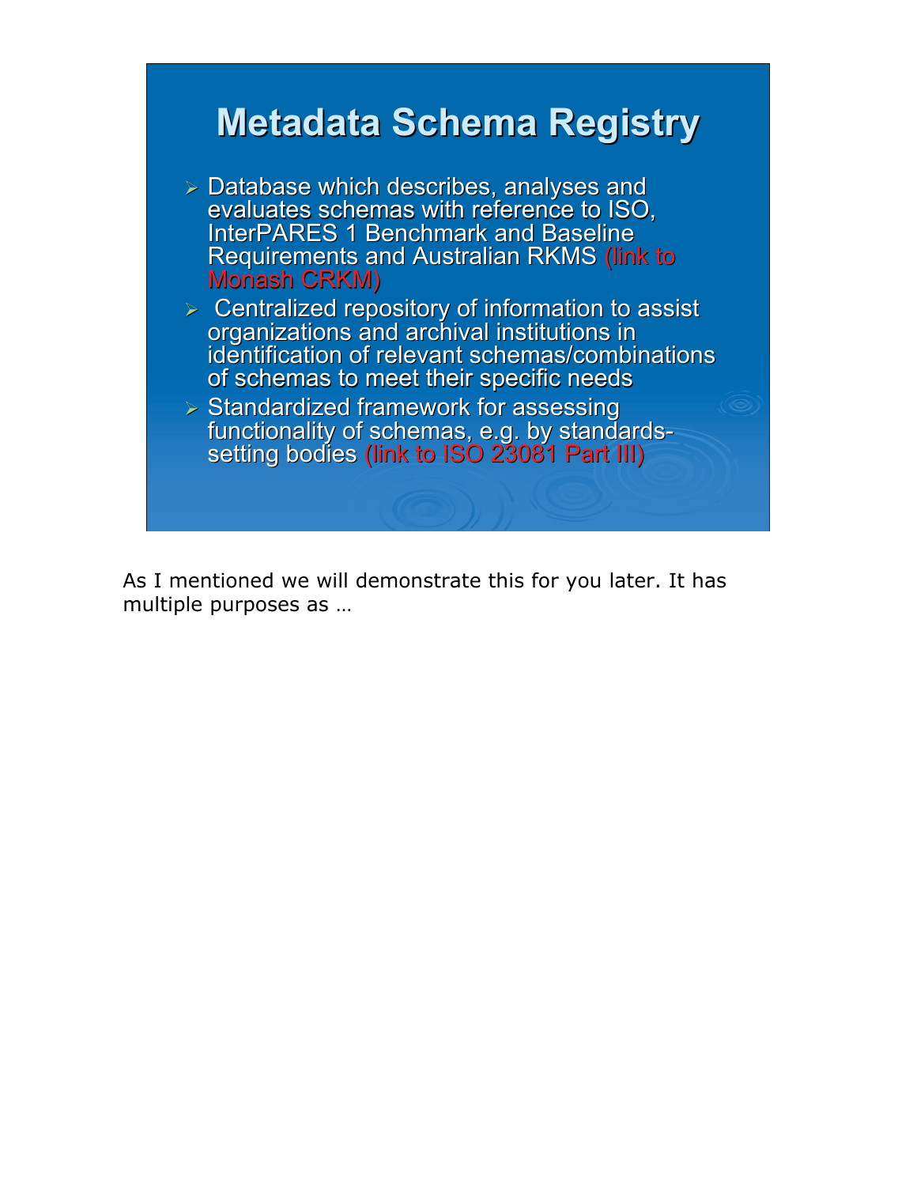# Metadata Schema Registry

- Database which describes, analyses and evaluates schemas with reference to ISO, InterPARES 1 Benchmark and Baseline Requirements and Australian RKMS (link to Monash CRKM)
- Centralized repository of information to assist organizations and archival institutions in identification of relevant schemas/combinations of schemas to meet their specific needs
- Standardized framework for assessing functionality of schemas, e.g. by standards-setting bodies (link to ISO 23081 Part III)

As I mentioned we will demonstrate this for you later. It has multiple purposes as …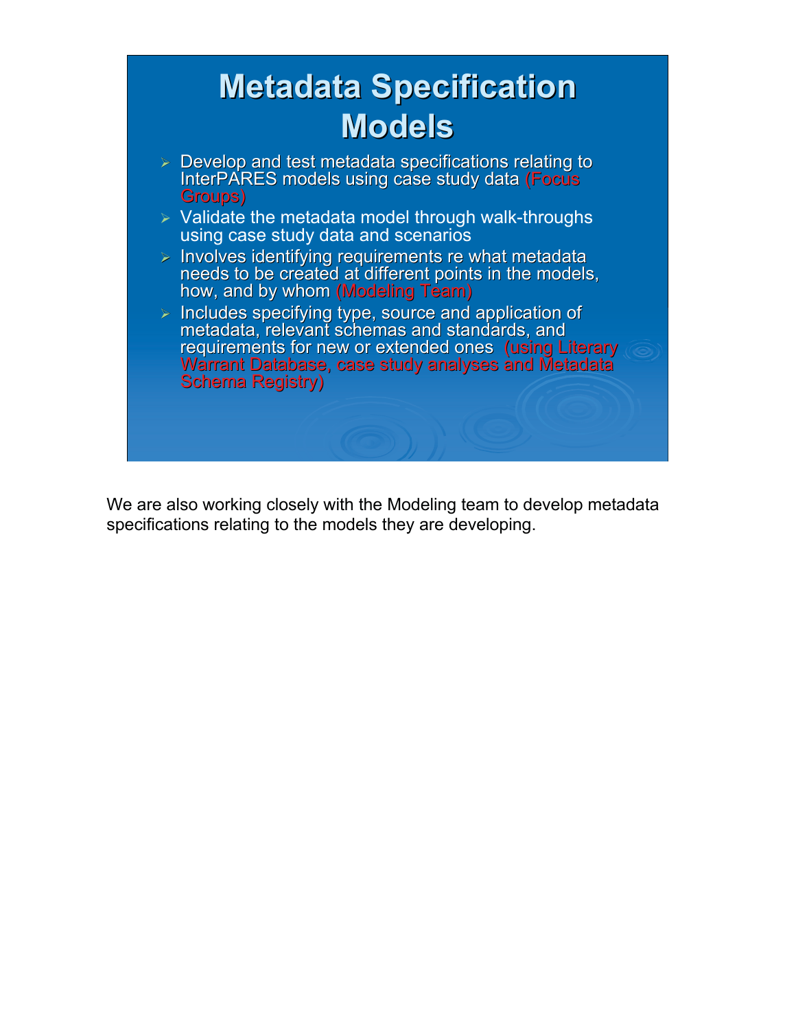# Metadata Specification Models

- Develop and test metadata specifications relating to InterPARES models using case study data (Focus Groups)
- Validate the metadata model through walk-throughs using case study data and scenarios
- Involves identifying requirements re what metadata needs to be created at different points in the models, how, and by whom (Modeling Team)
- Includes specifying type, source and application of metadata, relevant schemas and standards, and requirements for new or extended ones (using Literary Warrant Database, case study analyses and Metadata Schema Registry)

We are also working closely with the Modeling team to develop metadata specifications relating to the models they are developing.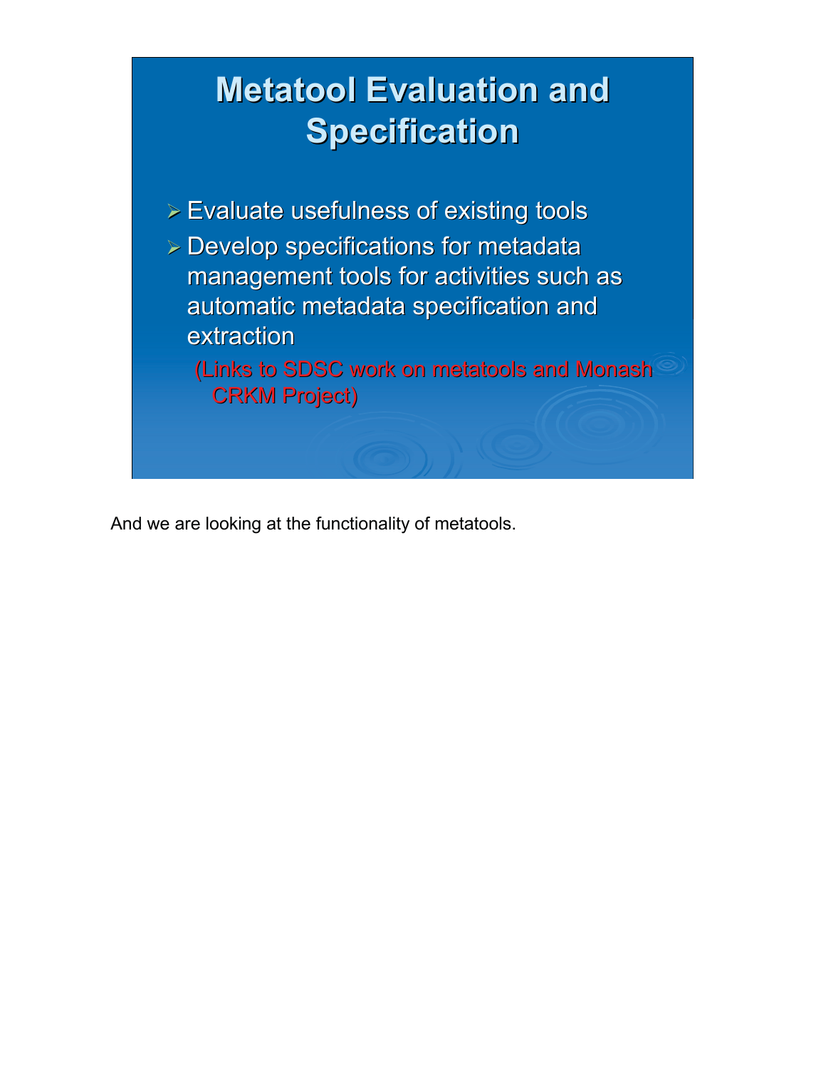# Metatool Evaluation and Specification

- Evaluate usefulness of existing tools
- Develop specifications for metadata management tools for activities such as automatic metadata specification and extraction

  (Links to SDSC work on metatools and Monash CRKM Project)

And we are looking at the functionality of metatools.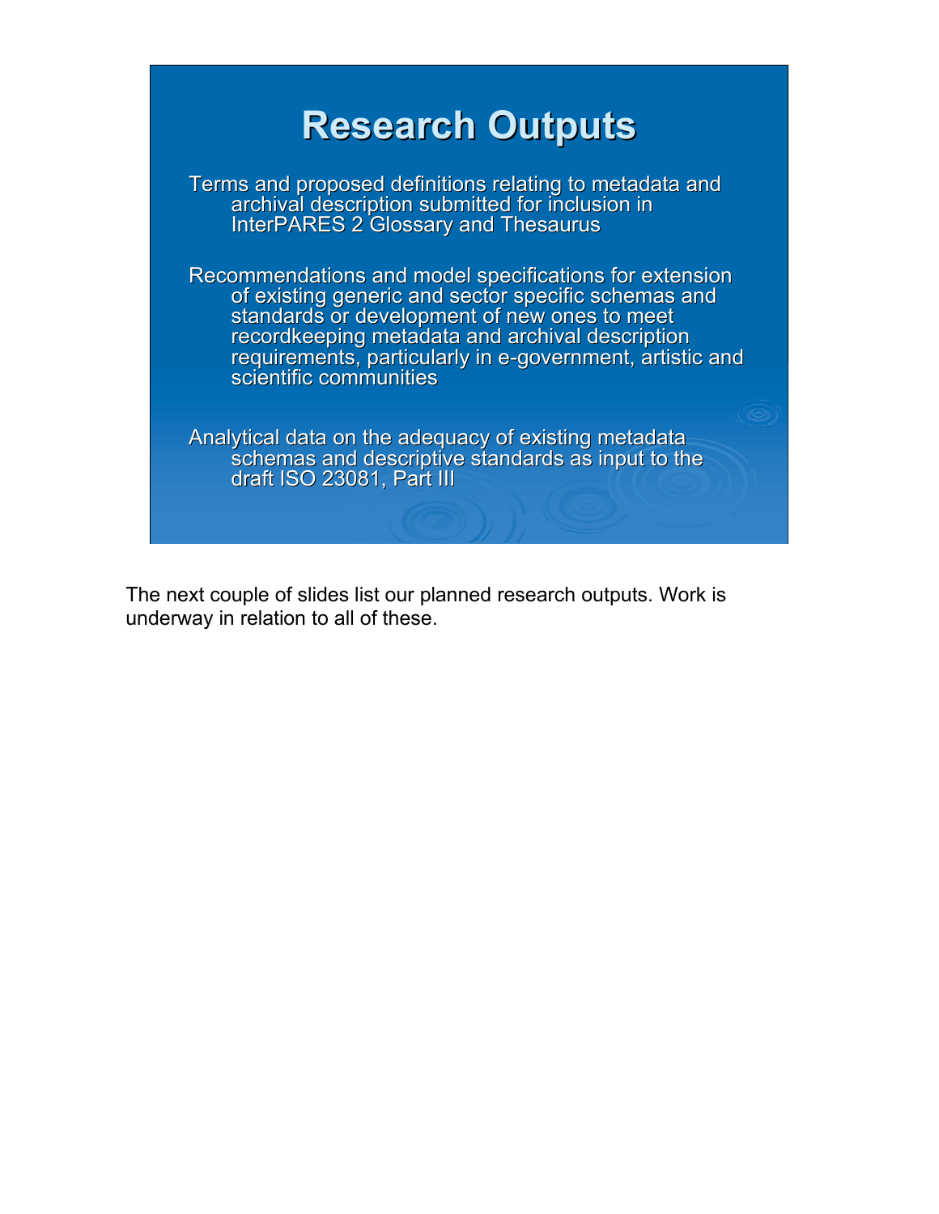# Research Outputs

Terms and proposed definitions relating to metadata and archival description submitted for inclusion in InterPARES 2 Glossary and Thesaurus

Recommendations and model specifications for extension of existing generic and sector specific schemas and standards or development of new ones to meet recordkeeping metadata and archival description requirements, particularly in e-government, artistic and scientific communities

Analytical data on the adequacy of existing metadata schemas and descriptive standards as input to the draft ISO 23081, Part III

The next couple of slides list our planned research outputs. Work is underway in relation to all of these.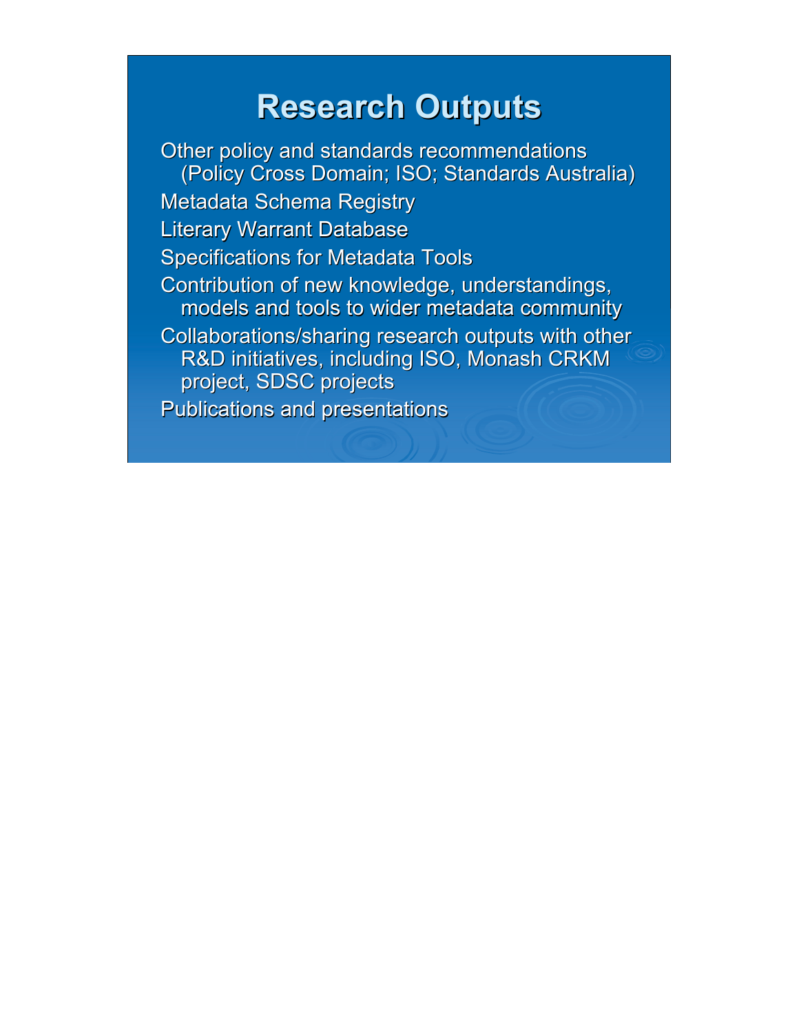# Research Outputs

- Other policy and standards recommendations (Policy Cross Domain; ISO; Standards Australia)
- Metadata Schema Registry
- Literary Warrant Database
- Specifications for Metadata Tools
- Contribution of new knowledge, understandings, models and tools to wider metadata community
- Collaborations/sharing research outputs with other R&D initiatives, including ISO, Monash CRKM project, SDSC projects
- Publications and presentations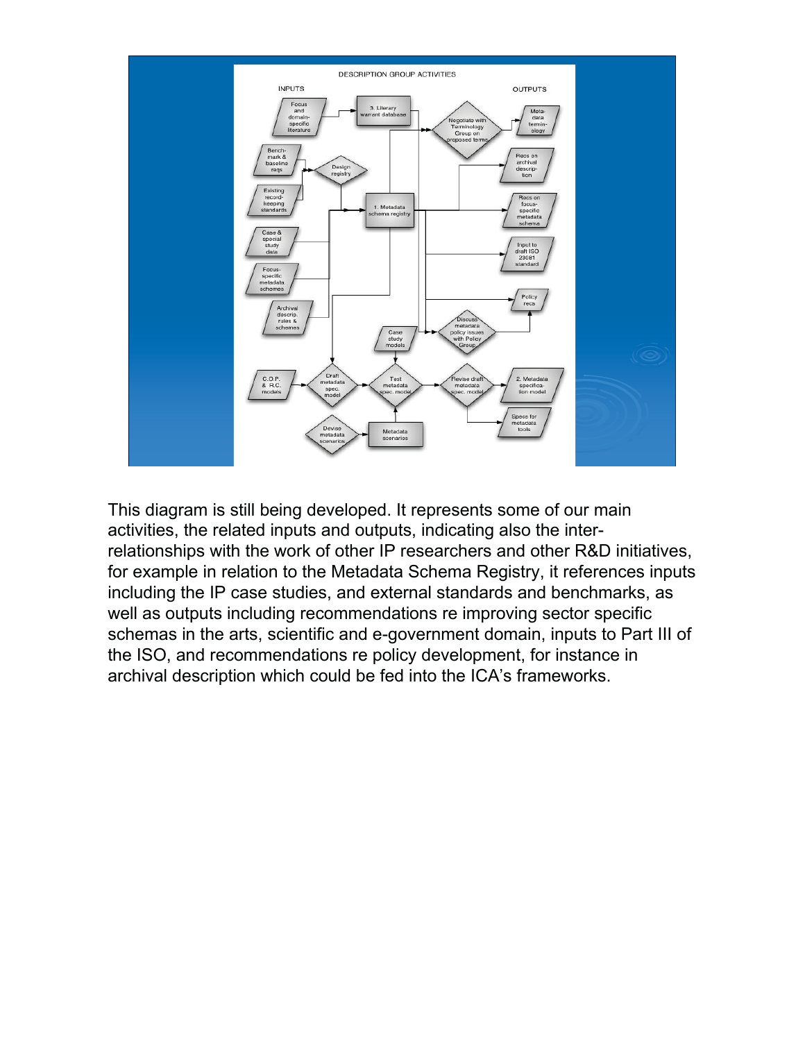This diagram is still being developed. It represents some of our main activities, the related inputs and outputs, indicating also the inter-relationships with the work of other IP researchers and other R&D initiatives, for example in relation to the Metadata Schema Registry, it references inputs including the IP case studies, and external standards and benchmarks, as well as outputs including recommendations re improving sector specific schemas in the arts, scientific and e-government domain, inputs to Part III of the ISO, and recommendations re policy development, for instance in archival description which could be fed into the ICA's frameworks.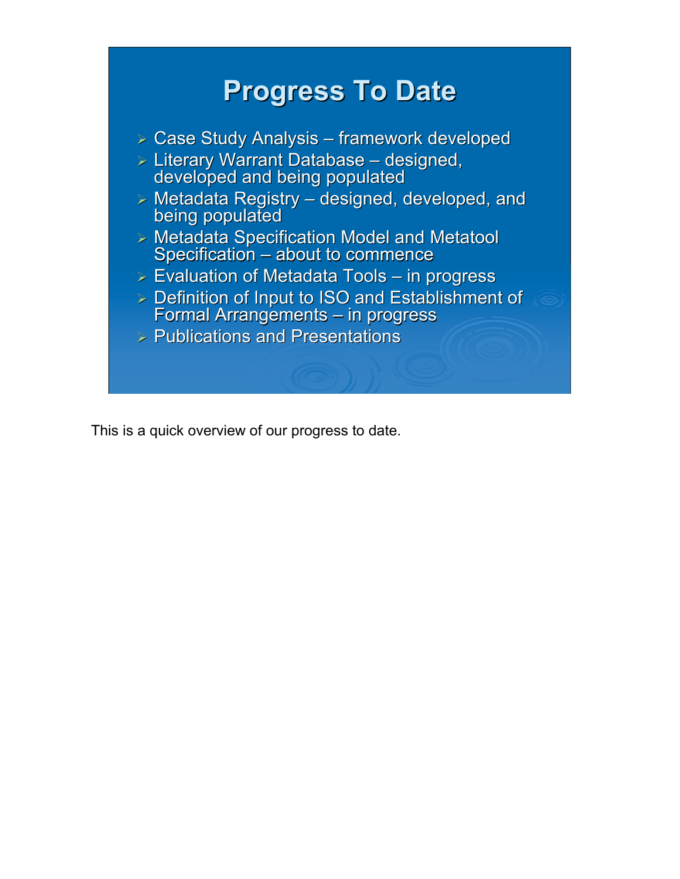# Progress To Date

- Case Study Analysis – framework developed
- Literary Warrant Database – designed, developed and being populated
- Metadata Registry – designed, developed, and being populated
- Metadata Specification Model and Metatool Specification – about to commence
- Evaluation of Metadata Tools – in progress
- Definition of Input to ISO and Establishment of Formal Arrangements – in progress
- Publications and Presentations

This is a quick overview of our progress to date.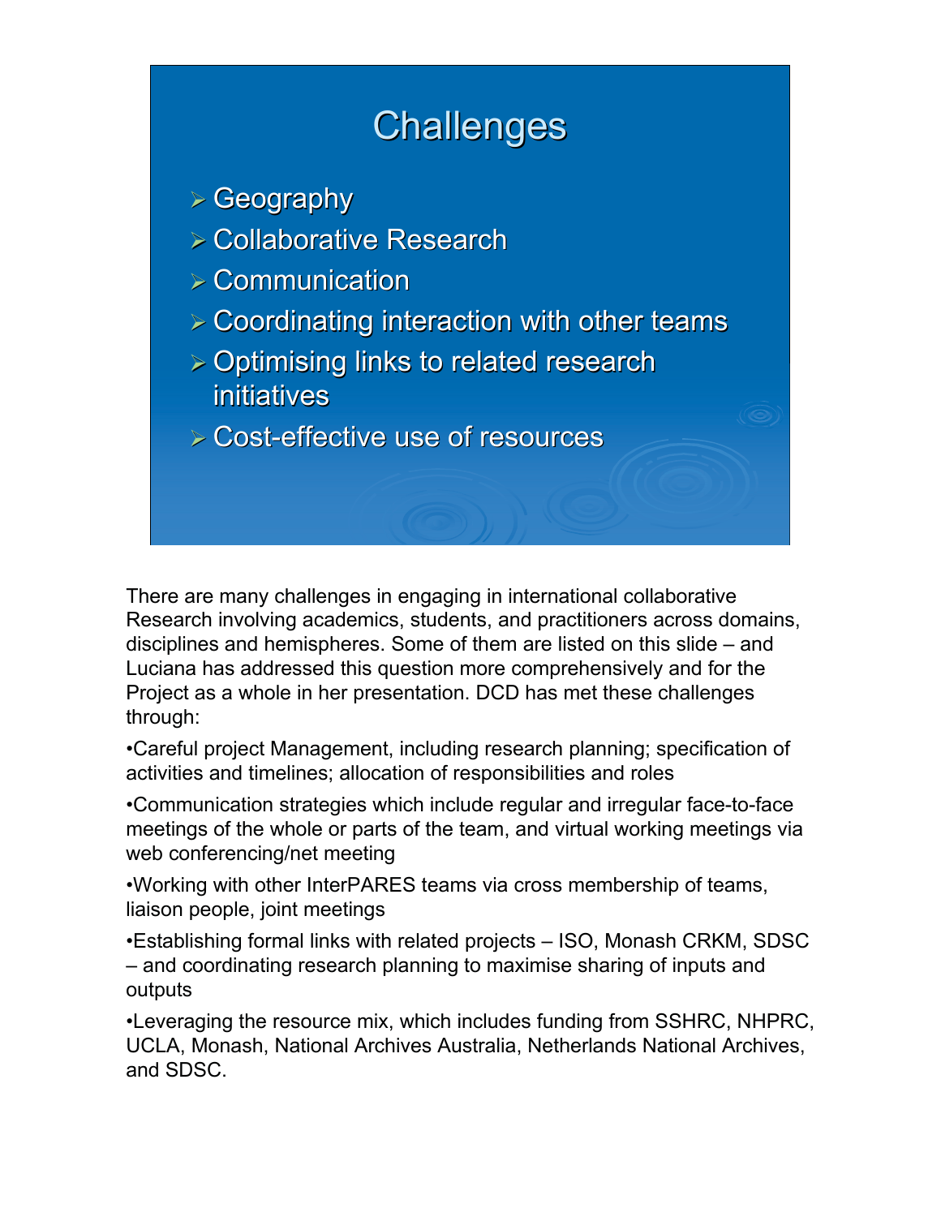# Challenges

- Geography
- Collaborative Research
- Communication
- Coordinating interaction with other teams
- Optimising links to related research initiatives
- Cost-effective use of resources

There are many challenges in engaging in international collaborative Research involving academics, students, and practitioners across domains, disciplines and hemispheres. Some of them are listed on this slide – and Luciana has addressed this question more comprehensively and for the Project as a whole in her presentation. DCD has met these challenges through:

•Careful project Management, including research planning; specification of activities and timelines; allocation of responsibilities and roles

•Communication strategies which include regular and irregular face-to-face meetings of the whole or parts of the team, and virtual working meetings via web conferencing/net meeting

•Working with other InterPARES teams via cross membership of teams, liaison people, joint meetings

•Establishing formal links with related projects – ISO, Monash CRKM, SDSC – and coordinating research planning to maximise sharing of inputs and outputs

•Leveraging the resource mix, which includes funding from SSHRC, NHPRC, UCLA, Monash, National Archives Australia, Netherlands National Archives, and SDSC.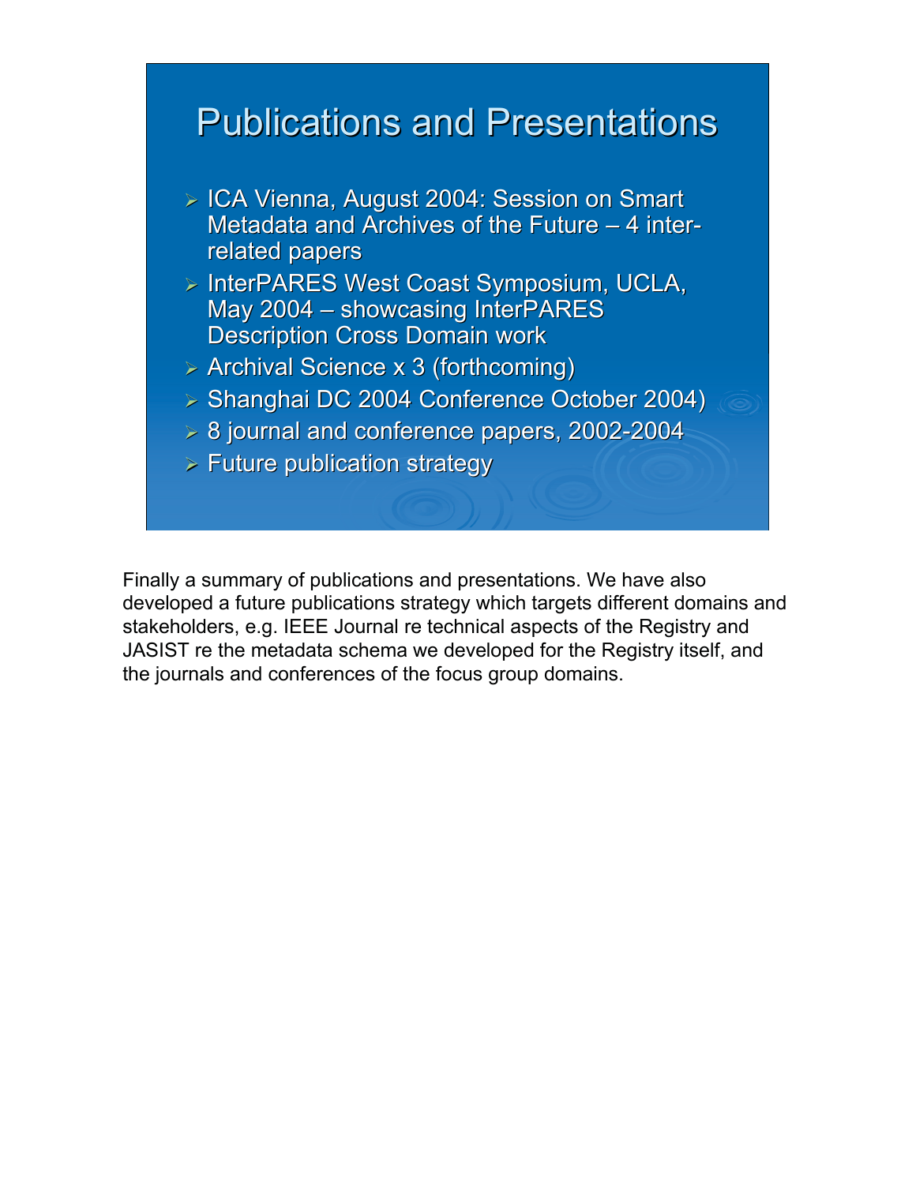# Publications and Presentations

- ICA Vienna, August 2004: Session on Smart Metadata and Archives of the Future – 4 inter-related papers
- InterPARES West Coast Symposium, UCLA, May 2004 – showcasing InterPARES Description Cross Domain work
- Archival Science x 3 (forthcoming)
- Shanghai DC 2004 Conference October 2004)
- 8 journal and conference papers, 2002-2004
- Future publication strategy

Finally a summary of publications and presentations. We have also developed a future publications strategy which targets different domains and stakeholders, e.g. IEEE Journal re technical aspects of the Registry and JASIST re the metadata schema we developed for the Registry itself, and the journals and conferences of the focus group domains.